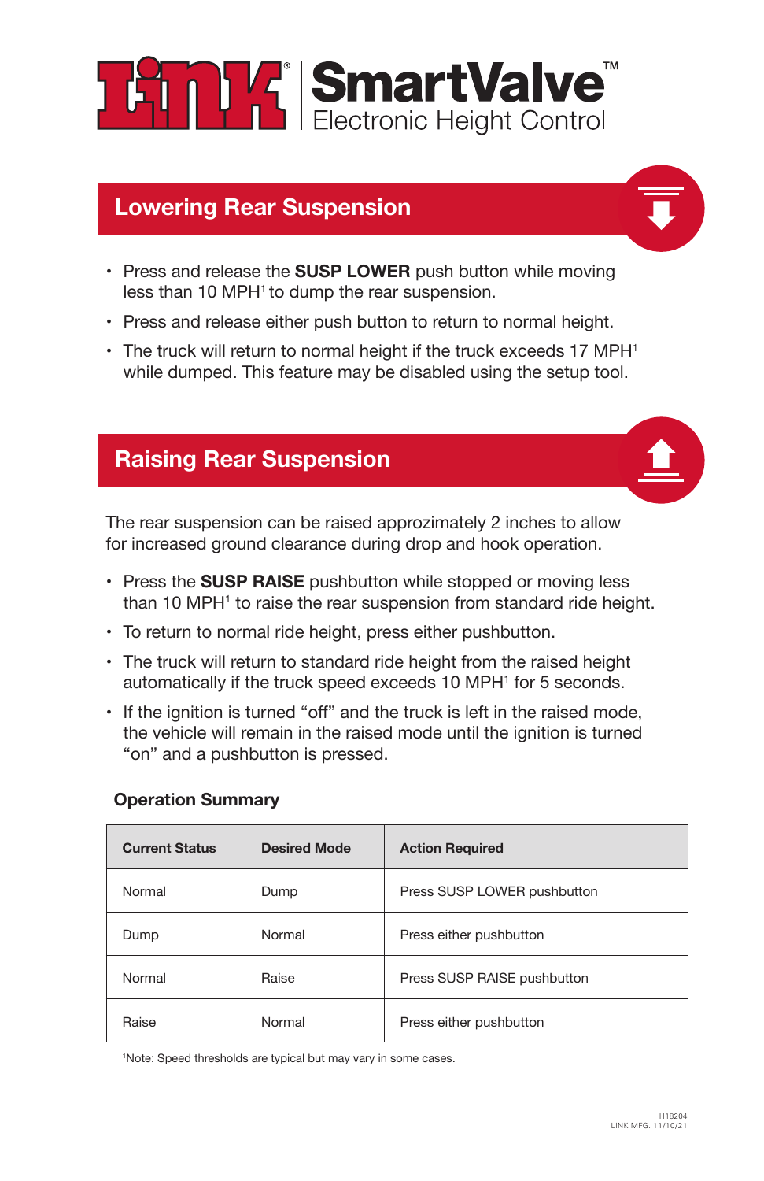# LINK SmartValve™ Electronic Height Control

## Lowering Rear Suspension

- Press and release the **SUSP LOWER** push button while moving less than 10 MPH[1] to dump the rear suspension.
- Press and release either push button to return to normal height.
- The truck will return to normal height if the truck exceeds 17 MPH[1] while dumped. This feature may be disabled using the setup tool.

## Raising Rear Suspension

The rear suspension can be raised approzimately 2 inches to allow for increased ground clearance during drop and hook operation.

- Press the **SUSP RAISE** pushbutton while stopped or moving less than 10 MPH[1] to raise the rear suspension from standard ride height.
- To return to normal ride height, press either pushbutton.
- The truck will return to standard ride height from the raised height automatically if the truck speed exceeds 10 MPH[1] for 5 seconds.
- If the ignition is turned "off" and the truck is left in the raised mode, the vehicle will remain in the raised mode until the ignition is turned "on" and a pushbutton is pressed.

### Operation Summary

| Current Status | Desired Mode | Action Required |
| --- | --- | --- |
| Normal | Dump | Press SUSP LOWER pushbutton |
| Dump | Normal | Press either pushbutton |
| Normal | Raise | Press SUSP RAISE pushbutton |
| Raise | Normal | Press either pushbutton |

[1]Note: Speed thresholds are typical but may vary in some cases.

H18204
LINK MFG. 11/10/21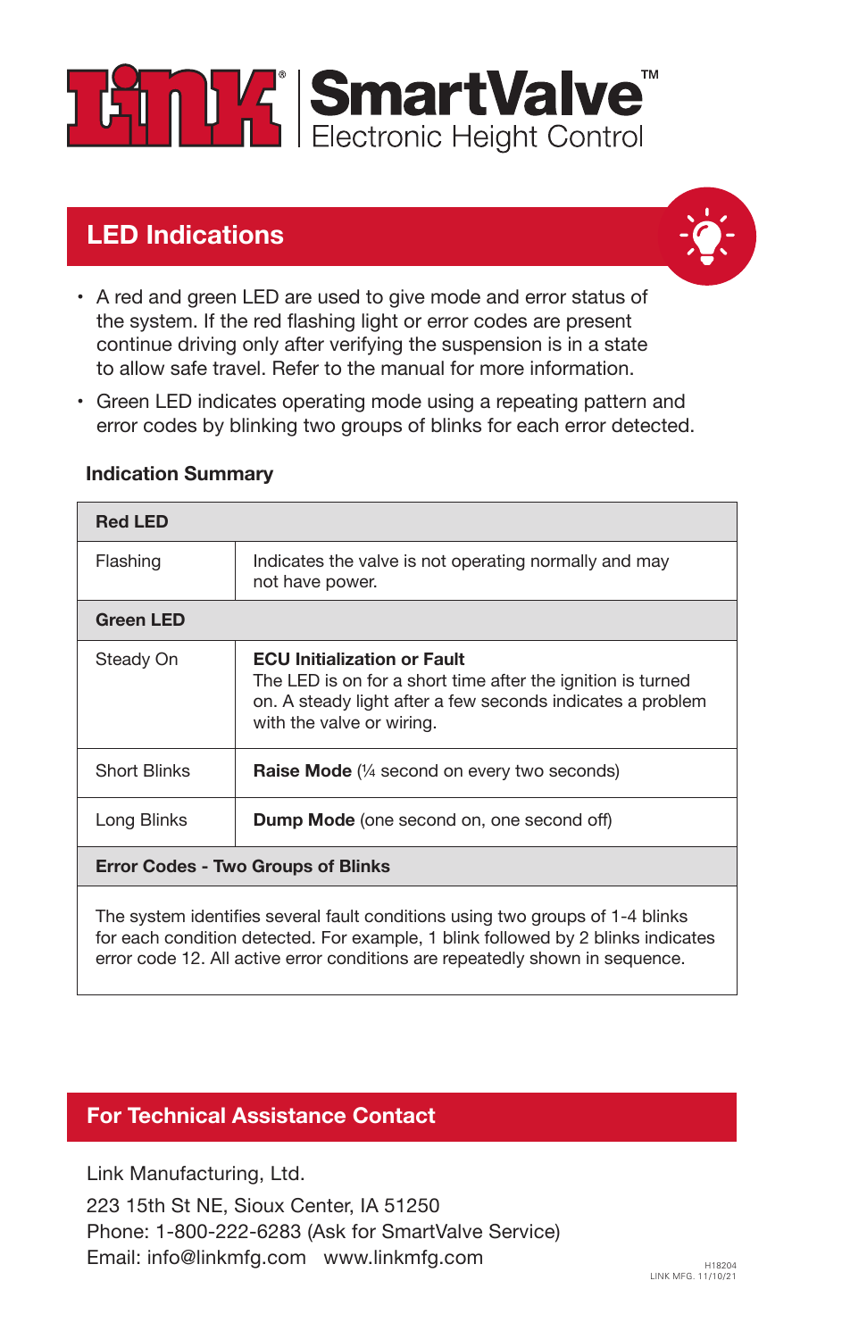# LINK SmartValve™ Electronic Height Control

## LED Indications

- A red and green LED are used to give mode and error status of the system. If the red flashing light or error codes are present continue driving only after verifying the suspension is in a state to allow safe travel. Refer to the manual for more information.
- Green LED indicates operating mode using a repeating pattern and error codes by blinking two groups of blinks for each error detected.

### Indication Summary

| **Red LED** | |
|---|---|
| Flashing | Indicates the valve is not operating normally and may not have power. |
| **Green LED** | |
| Steady On | **ECU Initialization or Fault** The LED is on for a short time after the ignition is turned on. A steady light after a few seconds indicates a problem with the valve or wiring. |
| Short Blinks | **Raise Mode** (¼ second on every two seconds) |
| Long Blinks | **Dump Mode** (one second on, one second off) |
| **Error Codes - Two Groups of Blinks** | |
| The system identifies several fault conditions using two groups of 1-4 blinks for each condition detected. For example, 1 blink followed by 2 blinks indicates error code 12. All active error conditions are repeatedly shown in sequence. | |

## For Technical Assistance Contact

Link Manufacturing, Ltd.

223 15th St NE, Sioux Center, IA 51250
Phone: 1-800-222-6283 (Ask for SmartValve Service)
Email: info@linkmfg.com   www.linkmfg.com

H18204
LINK MFG. 11/10/21